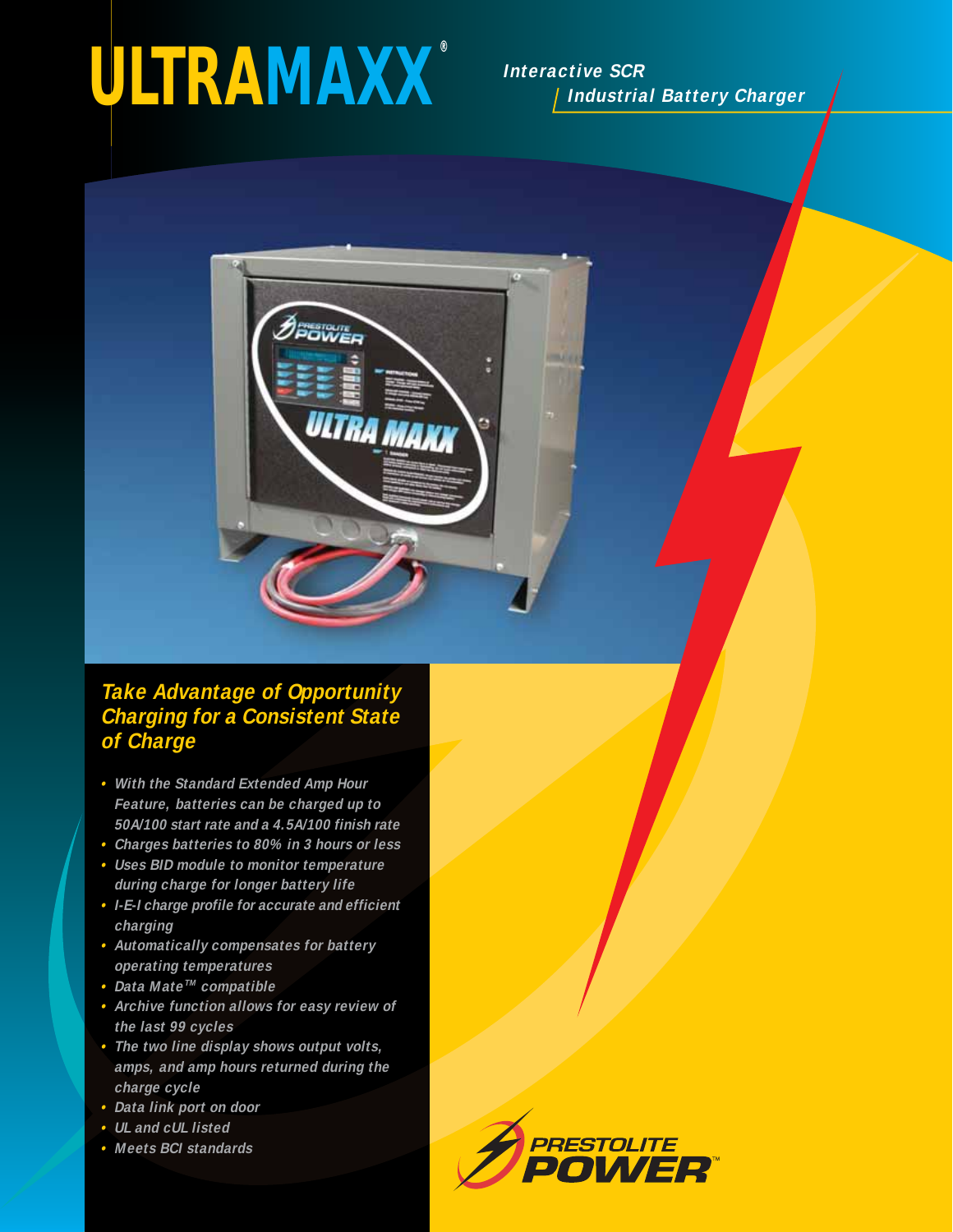# ULTRAMAXX®

**Interactive SCR Industrial Battery Charger**

## Take Advantage of Opportunity Charging for a Consistent State of Charge

- With the Standard Extended Amp Hour Feature, batteries can be charged up to 50A/100 start rate and a 4.5A/100 finish rate
- Charges batteries to 80% in 3 hours or less
- Uses BID module to monitor temperature during charge for longer battery life
- I-E-I charge profile for accurate and efficient charging
- Automatically compensates for battery operating temperatures
- Data Mate™ compatible
- Archive function allows for easy review of the last 99 cycles
- The two line display shows output volts, amps, and amp hours returned during the charge cycle
- Data link port on door
- UL and cUL listed
- Meets BCI standards

PRESTOLITE POWER™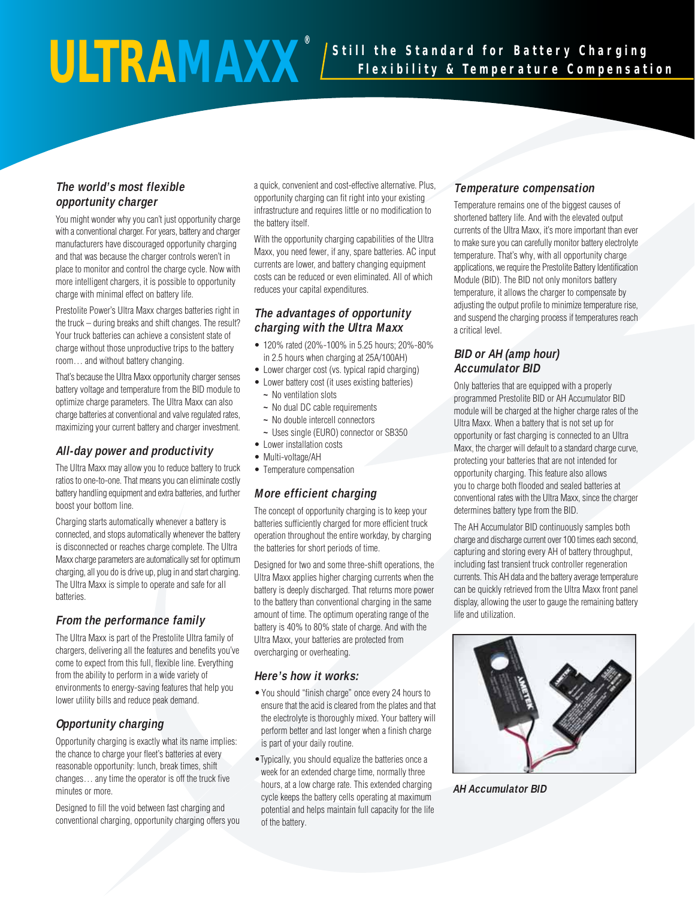# ULTRAMAXX®

**Still the Standard for Battery Charging Flexibility & Temperature Compensation**

### *The world's most flexible opportunity charger*

You might wonder why you can't just opportunity charge with a conventional charger. For years, battery and charger manufacturers have discouraged opportunity charging and that was because the charger controls weren't in place to monitor and control the charge cycle. Now with more intelligent chargers, it is possible to opportunity charge with minimal effect on battery life.

Prestolite Power's Ultra Maxx charges batteries right in the truck – during breaks and shift changes. The result? Your truck batteries can achieve a consistent state of charge without those unproductive trips to the battery room… and without battery changing.

That's because the Ultra Maxx opportunity charger senses battery voltage and temperature from the BID module to optimize charge parameters. The Ultra Maxx can also charge batteries at conventional and valve regulated rates, maximizing your current battery and charger investment.

### *All-day power and productivity*

The Ultra Maxx may allow you to reduce battery to truck ratios to one-to-one. That means you can eliminate costly battery handling equipment and extra batteries, and further boost your bottom line.

Charging starts automatically whenever a battery is connected, and stops automatically whenever the battery is disconnected or reaches charge complete. The Ultra Maxx charge parameters are automatically set for optimum charging, all you do is drive up, plug in and start charging. The Ultra Maxx is simple to operate and safe for all batteries.

### *From the performance family*

The Ultra Maxx is part of the Prestolite Ultra family of chargers, delivering all the features and benefits you've come to expect from this full, flexible line. Everything from the ability to perform in a wide variety of environments to energy-saving features that help you lower utility bills and reduce peak demand.

### *Opportunity charging*

Opportunity charging is exactly what its name implies: the chance to charge your fleet's batteries at every reasonable opportunity: lunch, break times, shift changes… any time the operator is off the truck five minutes or more.

Designed to fill the void between fast charging and conventional charging, opportunity charging offers you a quick, convenient and cost-effective alternative. Plus, opportunity charging can fit right into your existing infrastructure and requires little or no modification to the battery itself.

With the opportunity charging capabilities of the Ultra Maxx, you need fewer, if any, spare batteries. AC input currents are lower, and battery changing equipment costs can be reduced or even eliminated. All of which reduces your capital expenditures.

### *The advantages of opportunity charging with the Ultra Maxx*

- 120% rated (20%-100% in 5.25 hours; 20%-80% in 2.5 hours when charging at 25A/100AH)
- Lower charger cost (vs. typical rapid charging)
- Lower battery cost (it uses existing batteries)
  - ~ No ventilation slots
  - ~ No dual DC cable requirements
  - ~ No double intercell connectors
  - ~ Uses single (EURO) connector or SB350
- Lower installation costs
- Multi-voltage/AH
- Temperature compensation

### *More efficient charging*

The concept of opportunity charging is to keep your batteries sufficiently charged for more efficient truck operation throughout the entire workday, by charging the batteries for short periods of time.

Designed for two and some three-shift operations, the Ultra Maxx applies higher charging currents when the battery is deeply discharged. That returns more power to the battery than conventional charging in the same amount of time. The optimum operating range of the battery is 40% to 80% state of charge. And with the Ultra Maxx, your batteries are protected from overcharging or overheating.

### *Here's how it works:*

- You should "finish charge" once every 24 hours to ensure that the acid is cleared from the plates and that the electrolyte is thoroughly mixed. Your battery will perform better and last longer when a finish charge is part of your daily routine.
- Typically, you should equalize the batteries once a week for an extended charge time, normally three hours, at a low charge rate. This extended charging cycle keeps the battery cells operating at maximum potential and helps maintain full capacity for the life of the battery.

### *Temperature compensation*

Temperature remains one of the biggest causes of shortened battery life. And with the elevated output currents of the Ultra Maxx, it's more important than ever to make sure you can carefully monitor battery electrolyte temperature. That's why, with all opportunity charge applications, we require the Prestolite Battery Identification Module (BID). The BID not only monitors battery temperature, it allows the charger to compensate by adjusting the output profile to minimize temperature rise, and suspend the charging process if temperatures reach a critical level.

### *BID or AH (amp hour) Accumulator BID*

Only batteries that are equipped with a properly programmed Prestolite BID or AH Accumulator BID module will be charged at the higher charge rates of the Ultra Maxx. When a battery that is not set up for opportunity or fast charging is connected to an Ultra Maxx, the charger will default to a standard charge curve, protecting your batteries that are not intended for opportunity charging. This feature also allows you to charge both flooded and sealed batteries at conventional rates with the Ultra Maxx, since the charger determines battery type from the BID.

The AH Accumulator BID continuously samples both charge and discharge current over 100 times each second, capturing and storing every AH of battery throughput, including fast transient truck controller regeneration currents. This AH data and the battery average temperature can be quickly retrieved from the Ultra Maxx front panel display, allowing the user to gauge the remaining battery life and utilization.

*AH Accumulator BID*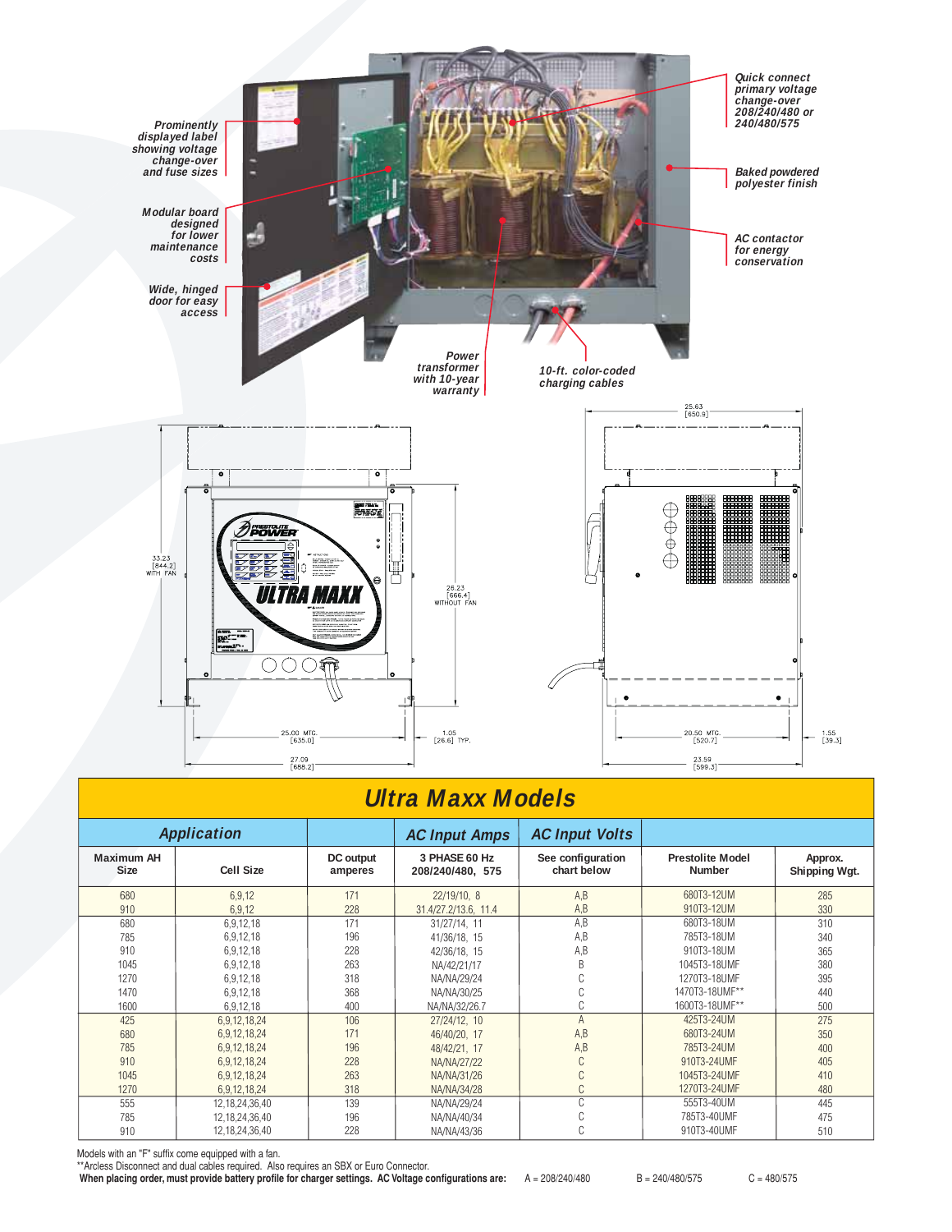Prominently displayed label showing voltage change-over and fuse sizes

Modular board designed for lower maintenance costs

Wide, hinged door for easy access

Power transformer with 10-year warranty

10-ft. color-coded charging cables

Quick connect primary voltage change-over 208/240/480 or 240/480/575

Baked powdered polyester finish

AC contactor for energy conservation

33.23 [844.2] WITH FAN

26.23 [666.4] WITHOUT FAN

25.00 MTG. [635.0]

27.09 [688.2]

1.05 [26.6] TYP.

25.63 [650.9]

20.50 MTG. [520.7]

23.59 [599.3]

1.55 [39.3]

# Ultra Maxx Models

| Application | | | AC Input Amps | AC Input Volts | | |
|---|---|---|---|---|---|---|
| Maximum AH Size | Cell Size | DC output amperes | 3 PHASE 60 Hz 208/240/480, 575 | See configuration chart below | Prestolite Model Number | Approx. Shipping Wgt. |
| 680 | 6,9,12 | 171 | 22/19/10, 8 | A,B | 680T3-12UM | 285 |
| 910 | 6,9,12 | 228 | 31.4/27.2/13.6, 11.4 | A,B | 910T3-12UM | 330 |
| 680 | 6,9,12,18 | 171 | 31/27/14, 11 | A,B | 680T3-18UM | 310 |
| 785 | 6,9,12,18 | 196 | 41/36/18, 15 | A,B | 785T3-18UM | 340 |
| 910 | 6,9,12,18 | 228 | 42/36/18, 15 | A,B | 910T3-18UM | 365 |
| 1045 | 6,9,12,18 | 263 | NA/42/21/17 | B | 1045T3-18UMF | 380 |
| 1270 | 6,9,12,18 | 318 | NA/NA/29/24 | C | 1270T3-18UMF | 395 |
| 1470 | 6,9,12,18 | 368 | NA/NA/30/25 | C | 1470T3-18UMF** | 440 |
| 1600 | 6,9,12,18 | 400 | NA/NA/32/26.7 | C | 1600T3-18UMF** | 500 |
| 425 | 6,9,12,18,24 | 106 | 27/24/12, 10 | A | 425T3-24UM | 275 |
| 680 | 6,9,12,18,24 | 171 | 46/40/20, 17 | A,B | 680T3-24UM | 350 |
| 785 | 6,9,12,18,24 | 196 | 48/42/21, 17 | A,B | 785T3-24UM | 400 |
| 910 | 6,9,12,18,24 | 228 | NA/NA/27/22 | C | 910T3-24UMF | 405 |
| 1045 | 6,9,12,18,24 | 263 | NA/NA/31/26 | C | 1045T3-24UMF | 410 |
| 1270 | 6,9,12,18,24 | 318 | NA/NA/34/28 | C | 1270T3-24UMF | 480 |
| 555 | 12,18,24,36,40 | 139 | NA/NA/29/24 | C | 555T3-40UM | 445 |
| 785 | 12,18,24,36,40 | 196 | NA/NA/40/34 | C | 785T3-40UMF | 475 |
| 910 | 12,18,24,36,40 | 228 | NA/NA/43/36 | C | 910T3-40UMF | 510 |

Models with an "F" suffix come equipped with a fan.

**Arcless Disconnect and dual cables required. Also requires an SBX or Euro Connector.

**When placing order, must provide battery profile for charger settings. AC Voltage configurations are:** A = 208/240/480 B = 240/480/575 C = 480/575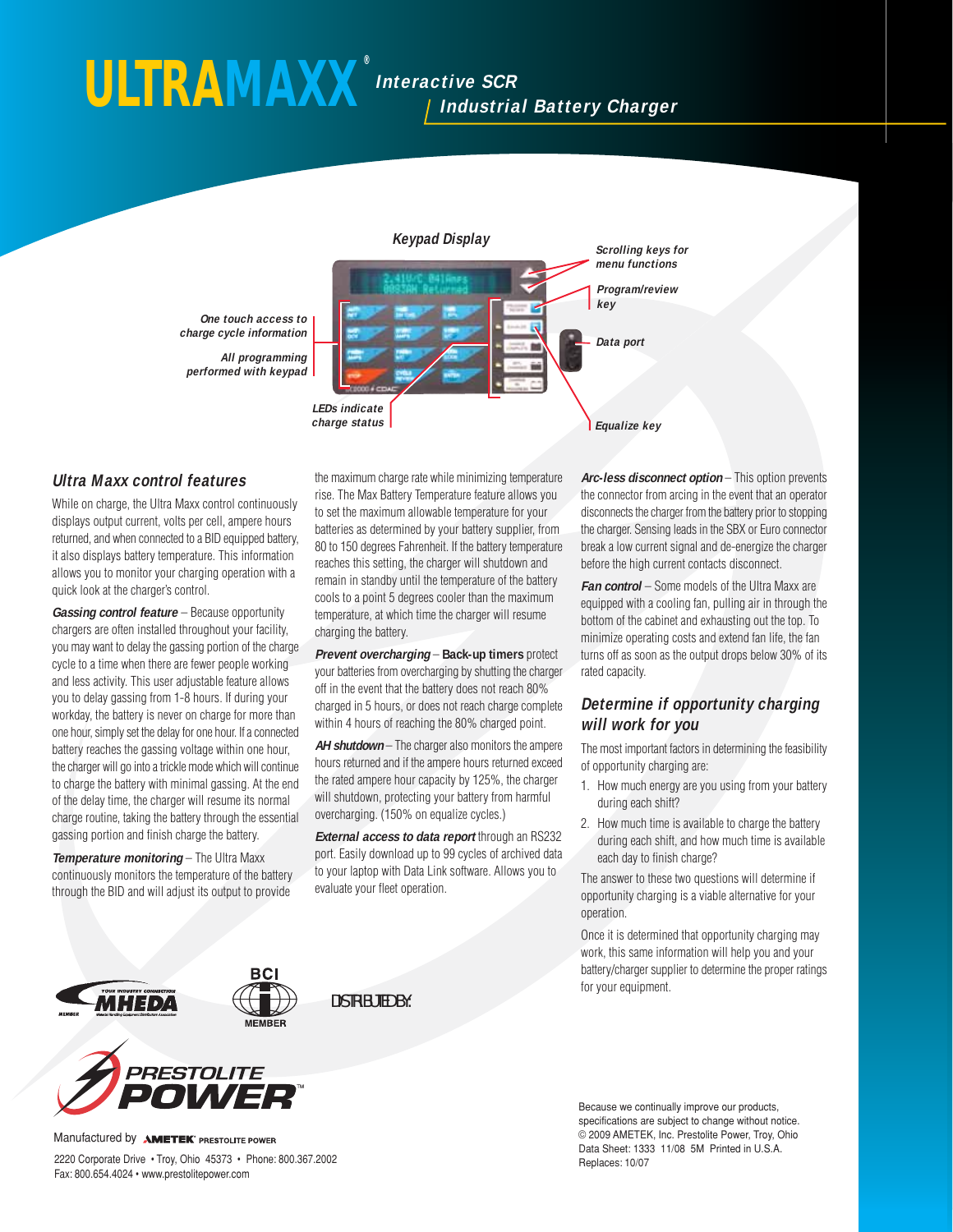# ULTRAMAXX® *Interactive SCR Industrial Battery Charger*

### *Keypad Display*

*Scrolling keys for menu functions*

*Program/review key*

*Data port*

*Equalize key*

*One touch access to charge cycle information*

*All programming performed with keypad*

*LEDs indicate charge status*

## *Ultra Maxx control features*

While on charge, the Ultra Maxx control continuously displays output current, volts per cell, ampere hours returned, and when connected to a BID equipped battery, it also displays battery temperature. This information allows you to monitor your charging operation with a quick look at the charger's control.

***Gassing control feature*** – Because opportunity chargers are often installed throughout your facility, you may want to delay the gassing portion of the charge cycle to a time when there are fewer people working and less activity. This user adjustable feature allows you to delay gassing from 1-8 hours. If during your workday, the battery is never on charge for more than one hour, simply set the delay for one hour. If a connected battery reaches the gassing voltage within one hour, the charger will go into a trickle mode which will continue to charge the battery with minimal gassing. At the end of the delay time, the charger will resume its normal charge routine, taking the battery through the essential gassing portion and finish charge the battery.

***Temperature monitoring*** – The Ultra Maxx continuously monitors the temperature of the battery through the BID and will adjust its output to provide the maximum charge rate while minimizing temperature rise. The Max Battery Temperature feature allows you to set the maximum allowable temperature for your batteries as determined by your battery supplier, from 80 to 150 degrees Fahrenheit. If the battery temperature reaches this setting, the charger will shutdown and remain in standby until the temperature of the battery cools to a point 5 degrees cooler than the maximum temperature, at which time the charger will resume charging the battery.

***Prevent overcharging*** – **Back-up timers** protect your batteries from overcharging by shutting the charger off in the event that the battery does not reach 80% charged in 5 hours, or does not reach charge complete within 4 hours of reaching the 80% charged point.

***AH shutdown*** – The charger also monitors the ampere hours returned and if the ampere hours returned exceed the rated ampere hour capacity by 125%, the charger will shutdown, protecting your battery from harmful overcharging. (150% on equalize cycles.)

***External access to data report*** through an RS232 port. Easily download up to 99 cycles of archived data to your laptop with Data Link software. Allows you to evaluate your fleet operation.

***Arc-less disconnect option*** – This option prevents the connector from arcing in the event that an operator disconnects the charger from the battery prior to stopping the charger. Sensing leads in the SBX or Euro connector break a low current signal and de-energize the charger before the high current contacts disconnect.

***Fan control*** – Some models of the Ultra Maxx are equipped with a cooling fan, pulling air in through the bottom of the cabinet and exhausting out the top. To minimize operating costs and extend fan life, the fan turns off as soon as the output drops below 30% of its rated capacity.

## *Determine if opportunity charging will work for you*

The most important factors in determining the feasibility of opportunity charging are:

1. How much energy are you using from your battery during each shift?
2. How much time is available to charge the battery during each shift, and how much time is available each day to finish charge?

The answer to these two questions will determine if opportunity charging is a viable alternative for your operation.

Once it is determined that opportunity charging may work, this same information will help you and your battery/charger supplier to determine the proper ratings for your equipment.

MHEDA MEMBER

BCI MEMBER

DISTRIBUTED BY:

PRESTOLITE POWER™

Manufactured by AMETEK® PRESTOLITE POWER

2220 Corporate Drive • Troy, Ohio 45373 • Phone: 800.367.2002
Fax: 800.654.4024 • www.prestolitepower.com

Because we continually improve our products, specifications are subject to change without notice.
© 2009 AMETEK, Inc. Prestolite Power, Troy, Ohio
Data Sheet: 1333 11/08 5M Printed in U.S.A.
Replaces: 10/07